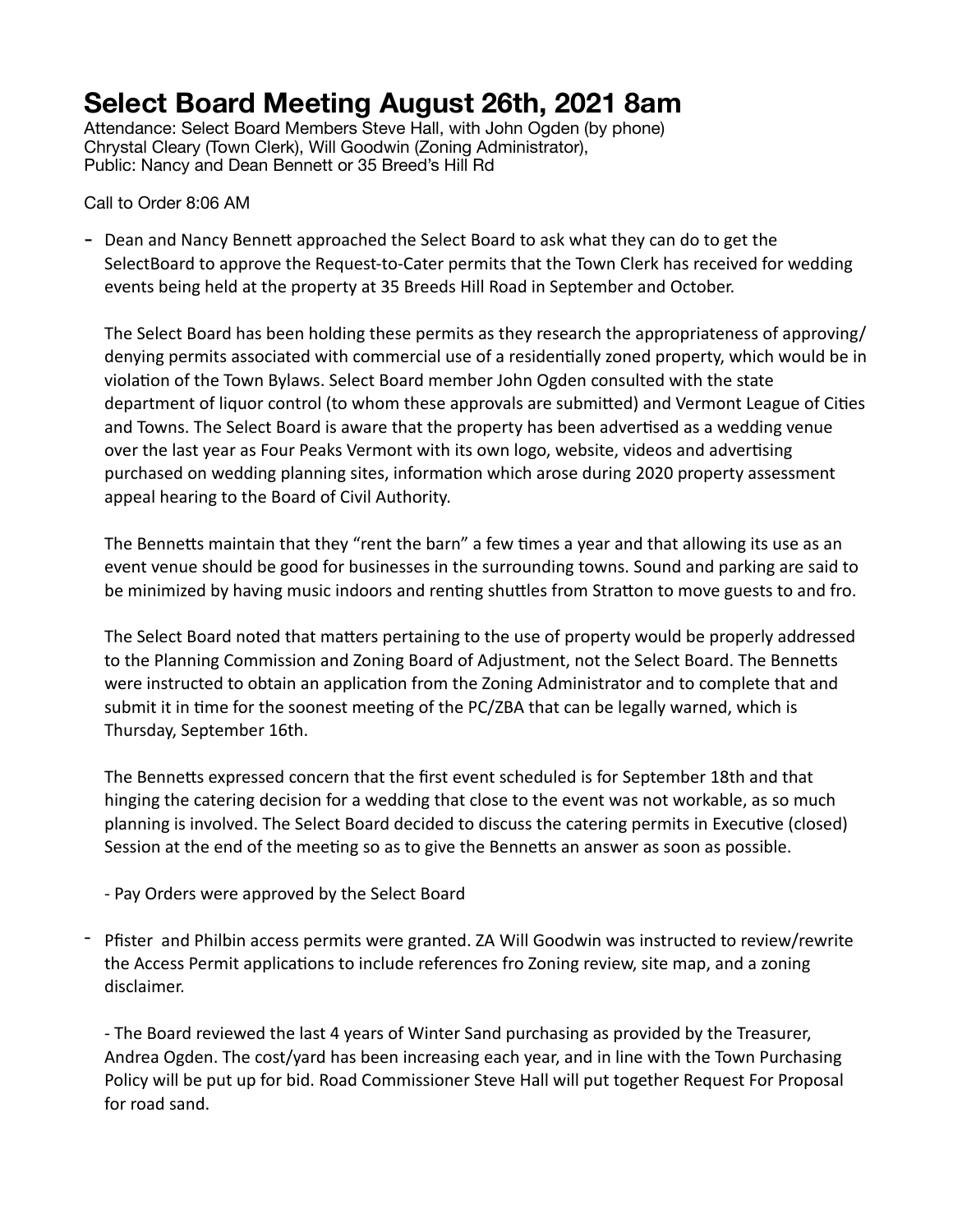# Select Board Meeting August 26th, 2021 8am

Attendance: Select Board Members Steve Hall, with John Ogden (by phone)
Chrystal Cleary (Town Clerk), Will Goodwin (Zoning Administrator),
Public: Nancy and Dean Bennett or 35 Breed's Hill Rd

Call to Order 8:06 AM

- Dean and Nancy Bennett approached the Select Board to ask what they can do to get the SelectBoard to approve the Request-to-Cater permits that the Town Clerk has received for wedding events being held at the property at 35 Breeds Hill Road in September and October.

  The Select Board has been holding these permits as they research the appropriateness of approving/denying permits associated with commercial use of a residentially zoned property, which would be in violation of the Town Bylaws. Select Board member John Ogden consulted with the state department of liquor control (to whom these approvals are submitted) and Vermont League of Cities and Towns. The Select Board is aware that the property has been advertised as a wedding venue over the last year as Four Peaks Vermont with its own logo, website, videos and advertising purchased on wedding planning sites, information which arose during 2020 property assessment appeal hearing to the Board of Civil Authority.

  The Bennetts maintain that they "rent the barn" a few times a year and that allowing its use as an event venue should be good for businesses in the surrounding towns. Sound and parking are said to be minimized by having music indoors and renting shuttles from Stratton to move guests to and fro.

  The Select Board noted that matters pertaining to the use of property would be properly addressed to the Planning Commission and Zoning Board of Adjustment, not the Select Board. The Bennetts were instructed to obtain an application from the Zoning Administrator and to complete that and submit it in time for the soonest meeting of the PC/ZBA that can be legally warned, which is Thursday, September 16th.

  The Bennetts expressed concern that the first event scheduled is for September 18th and that hinging the catering decision for a wedding that close to the event was not workable, as so much planning is involved. The Select Board decided to discuss the catering permits in Executive (closed) Session at the end of the meeting so as to give the Bennetts an answer as soon as possible.

  - Pay Orders were approved by the Select Board

- Pfister and Philbin access permits were granted. ZA Will Goodwin was instructed to review/rewrite the Access Permit applications to include references fro Zoning review, site map, and a zoning disclaimer.

  - The Board reviewed the last 4 years of Winter Sand purchasing as provided by the Treasurer, Andrea Ogden. The cost/yard has been increasing each year, and in line with the Town Purchasing Policy will be put up for bid. Road Commissioner Steve Hall will put together Request For Proposal for road sand.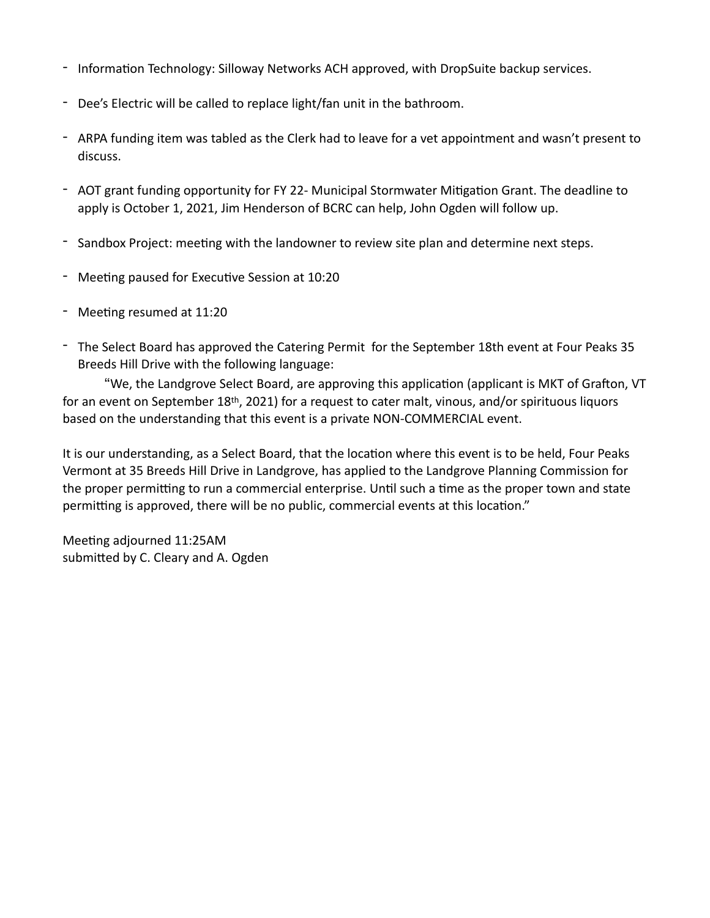- Information Technology: Silloway Networks ACH approved, with DropSuite backup services.
- Dee's Electric will be called to replace light/fan unit in the bathroom.
- ARPA funding item was tabled as the Clerk had to leave for a vet appointment and wasn't present to discuss.
- AOT grant funding opportunity for FY 22- Municipal Stormwater Mitigation Grant. The deadline to apply is October 1, 2021, Jim Henderson of BCRC can help, John Ogden will follow up.
- Sandbox Project: meeting with the landowner to review site plan and determine next steps.
- Meeting paused for Executive Session at 10:20
- Meeting resumed at 11:20
- The Select Board has approved the Catering Permit for the September 18th event at Four Peaks 35 Breeds Hill Drive with the following language:

"We, the Landgrove Select Board, are approving this application (applicant is MKT of Grafton, VT for an event on September 18th, 2021) for a request to cater malt, vinous, and/or spirituous liquors based on the understanding that this event is a private NON-COMMERCIAL event.

It is our understanding, as a Select Board, that the location where this event is to be held, Four Peaks Vermont at 35 Breeds Hill Drive in Landgrove, has applied to the Landgrove Planning Commission for the proper permitting to run a commercial enterprise. Until such a time as the proper town and state permitting is approved, there will be no public, commercial events at this location."

Meeting adjourned 11:25AM
submitted by C. Cleary and A. Ogden